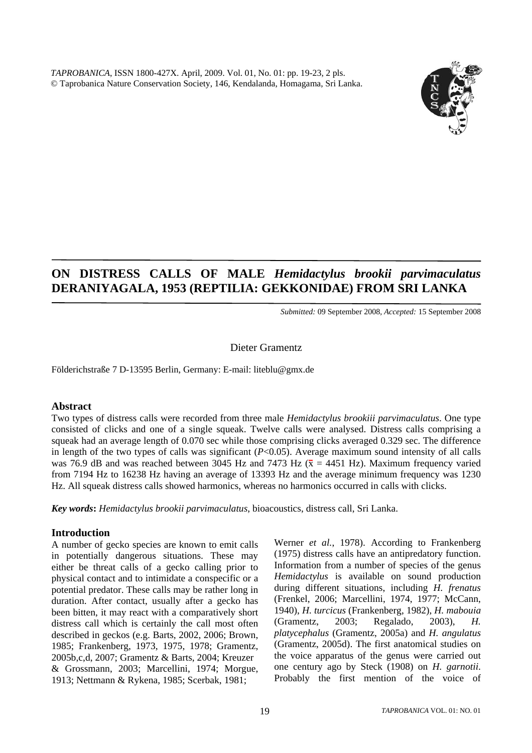TAPROBANICA, ISSN 1800-427X. April, 2009. Vol. 01, No. 01: pp. 19-23, 2 pls.
© Taprobanica Nature Conservation Society, 146, Kendalanda, Homagama, Sri Lanka.

# ON DISTRESS CALLS OF MALE *Hemidactylus brookii parvimaculatus* DERANIYAGALA, 1953 (REPTILIA: GEKKONIDAE) FROM SRI LANKA

*Submitted:* 09 September 2008, *Accepted:* 15 September 2008

Dieter Gramentz

Földerichstraße 7 D-13595 Berlin, Germany: E-mail: liteblu@gmx.de

## Abstract

Two types of distress calls were recorded from three male *Hemidactylus brookiii parvimaculatus*. One type consisted of clicks and one of a single squeak. Twelve calls were analysed. Distress calls comprising a squeak had an average length of 0.070 sec while those comprising clicks averaged 0.329 sec. The difference in length of the two types of calls was significant ($P<0.05$). Average maximum sound intensity of all calls was 76.9 dB and was reached between 3045 Hz and 7473 Hz ($\bar{x}$ = 4451 Hz). Maximum frequency varied from 7194 Hz to 16238 Hz having an average of 13393 Hz and the average minimum frequency was 1230 Hz. All squeak distress calls showed harmonics, whereas no harmonics occurred in calls with clicks.

***Key words*:** *Hemidactylus brookii parvimaculatus*, bioacoustics, distress call, Sri Lanka.

## Introduction

A number of gecko species are known to emit calls in potentially dangerous situations. These may either be threat calls of a gecko calling prior to physical contact and to intimidate a conspecific or a potential predator. These calls may be rather long in duration. After contact, usually after a gecko has been bitten, it may react with a comparatively short distress call which is certainly the call most often described in geckos (e.g. Barts, 2002, 2006; Brown, 1985; Frankenberg, 1973, 1975, 1978; Gramentz, 2005b,c,d, 2007; Gramentz & Barts, 2004; Kreuzer & Grossmann, 2003; Marcellini, 1974; Morgue, 1913; Nettmann & Rykena, 1985; Scerbak, 1981; Werner *et al.*, 1978). According to Frankenberg (1975) distress calls have an antipredatory function. Information from a number of species of the genus *Hemidactylus* is available on sound production during different situations, including *H. frenatus* (Frenkel, 2006; Marcellini, 1974, 1977; McCann, 1940), *H. turcicus* (Frankenberg, 1982), *H. mabouia* (Gramentz, 2003; Regalado, 2003), *H. platycephalus* (Gramentz, 2005a) and *H. angulatus* (Gramentz, 2005d). The first anatomical studies on the voice apparatus of the genus were carried out one century ago by Steck (1908) on *H. garnotii*. Probably the first mention of the voice of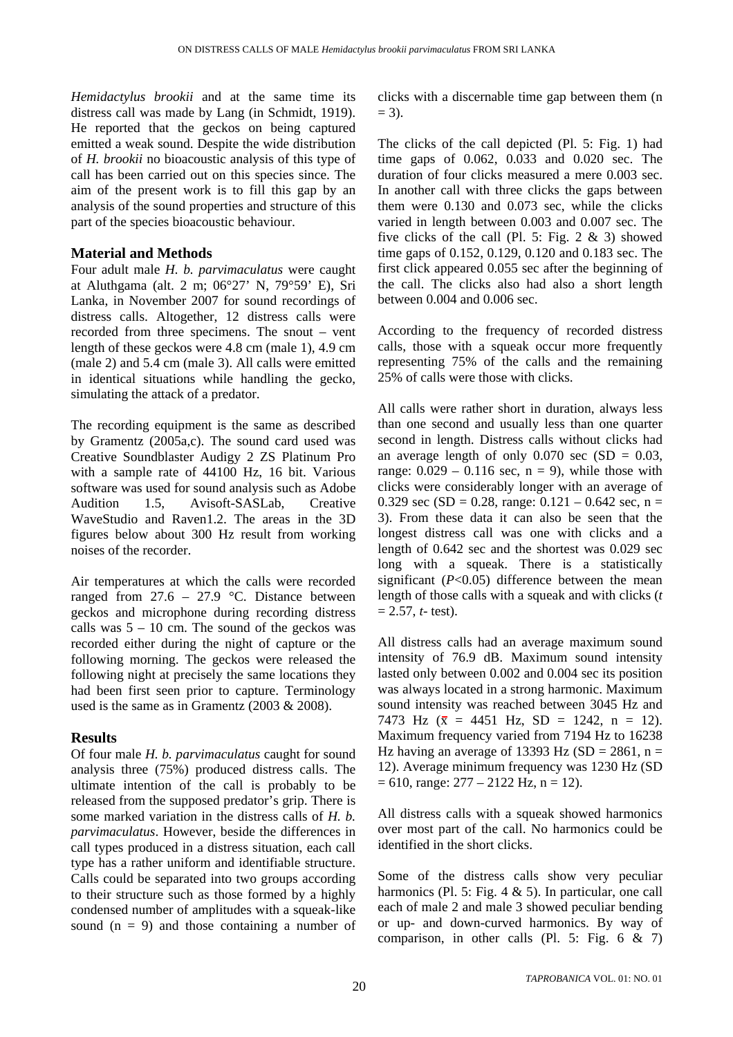*Hemidactylus brookii* and at the same time its distress call was made by Lang (in Schmidt, 1919). He reported that the geckos on being captured emitted a weak sound. Despite the wide distribution of *H. brookii* no bioacoustic analysis of this type of call has been carried out on this species since. The aim of the present work is to fill this gap by an analysis of the sound properties and structure of this part of the species bioacoustic behaviour.

## Material and Methods

Four adult male *H. b. parvimaculatus* were caught at Aluthgama (alt. 2 m; 06°27' N, 79°59' E), Sri Lanka, in November 2007 for sound recordings of distress calls. Altogether, 12 distress calls were recorded from three specimens. The snout – vent length of these geckos were 4.8 cm (male 1), 4.9 cm (male 2) and 5.4 cm (male 3). All calls were emitted in identical situations while handling the gecko, simulating the attack of a predator.

The recording equipment is the same as described by Gramentz (2005a,c). The sound card used was Creative Soundblaster Audigy 2 ZS Platinum Pro with a sample rate of 44100 Hz, 16 bit. Various software was used for sound analysis such as Adobe Audition 1.5, Avisoft-SASLab, Creative WaveStudio and Raven1.2. The areas in the 3D figures below about 300 Hz result from working noises of the recorder.

Air temperatures at which the calls were recorded ranged from 27.6 – 27.9 °C. Distance between geckos and microphone during recording distress calls was 5 – 10 cm. The sound of the geckos was recorded either during the night of capture or the following morning. The geckos were released the following night at precisely the same locations they had been first seen prior to capture. Terminology used is the same as in Gramentz (2003 & 2008).

## Results

Of four male *H. b. parvimaculatus* caught for sound analysis three (75%) produced distress calls. The ultimate intention of the call is probably to be released from the supposed predator's grip. There is some marked variation in the distress calls of *H. b. parvimaculatus*. However, beside the differences in call types produced in a distress situation, each call type has a rather uniform and identifiable structure. Calls could be separated into two groups according to their structure such as those formed by a highly condensed number of amplitudes with a squeak-like sound (n = 9) and those containing a number of clicks with a discernable time gap between them (n = 3).

The clicks of the call depicted (Pl. 5: Fig. 1) had time gaps of 0.062, 0.033 and 0.020 sec. The duration of four clicks measured a mere 0.003 sec. In another call with three clicks the gaps between them were 0.130 and 0.073 sec, while the clicks varied in length between 0.003 and 0.007 sec. The five clicks of the call (Pl. 5: Fig. 2 & 3) showed time gaps of 0.152, 0.129, 0.120 and 0.183 sec. The first click appeared 0.055 sec after the beginning of the call. The clicks also had also a short length between 0.004 and 0.006 sec.

According to the frequency of recorded distress calls, those with a squeak occur more frequently representing 75% of the calls and the remaining 25% of calls were those with clicks.

All calls were rather short in duration, always less than one second and usually less than one quarter second in length. Distress calls without clicks had an average length of only 0.070 sec (SD = 0.03, range: 0.029 – 0.116 sec, n = 9), while those with clicks were considerably longer with an average of 0.329 sec (SD = 0.28, range: 0.121 – 0.642 sec, n = 3). From these data it can also be seen that the longest distress call was one with clicks and a length of 0.642 sec and the shortest was 0.029 sec long with a squeak. There is a statistically significant ($P<0.05$) difference between the mean length of those calls with a squeak and with clicks ($t = 2.57$, *t*- test).

All distress calls had an average maximum sound intensity of 76.9 dB. Maximum sound intensity lasted only between 0.002 and 0.004 sec its position was always located in a strong harmonic. Maximum sound intensity was reached between 3045 Hz and 7473 Hz ($\bar{x}$ = 4451 Hz, SD = 1242, n = 12). Maximum frequency varied from 7194 Hz to 16238 Hz having an average of 13393 Hz (SD = 2861, n = 12). Average minimum frequency was 1230 Hz (SD = 610, range: 277 – 2122 Hz, n = 12).

All distress calls with a squeak showed harmonics over most part of the call. No harmonics could be identified in the short clicks.

Some of the distress calls show very peculiar harmonics (Pl. 5: Fig. 4 & 5). In particular, one call each of male 2 and male 3 showed peculiar bending or up- and down-curved harmonics. By way of comparison, in other calls (Pl. 5: Fig. 6 & 7)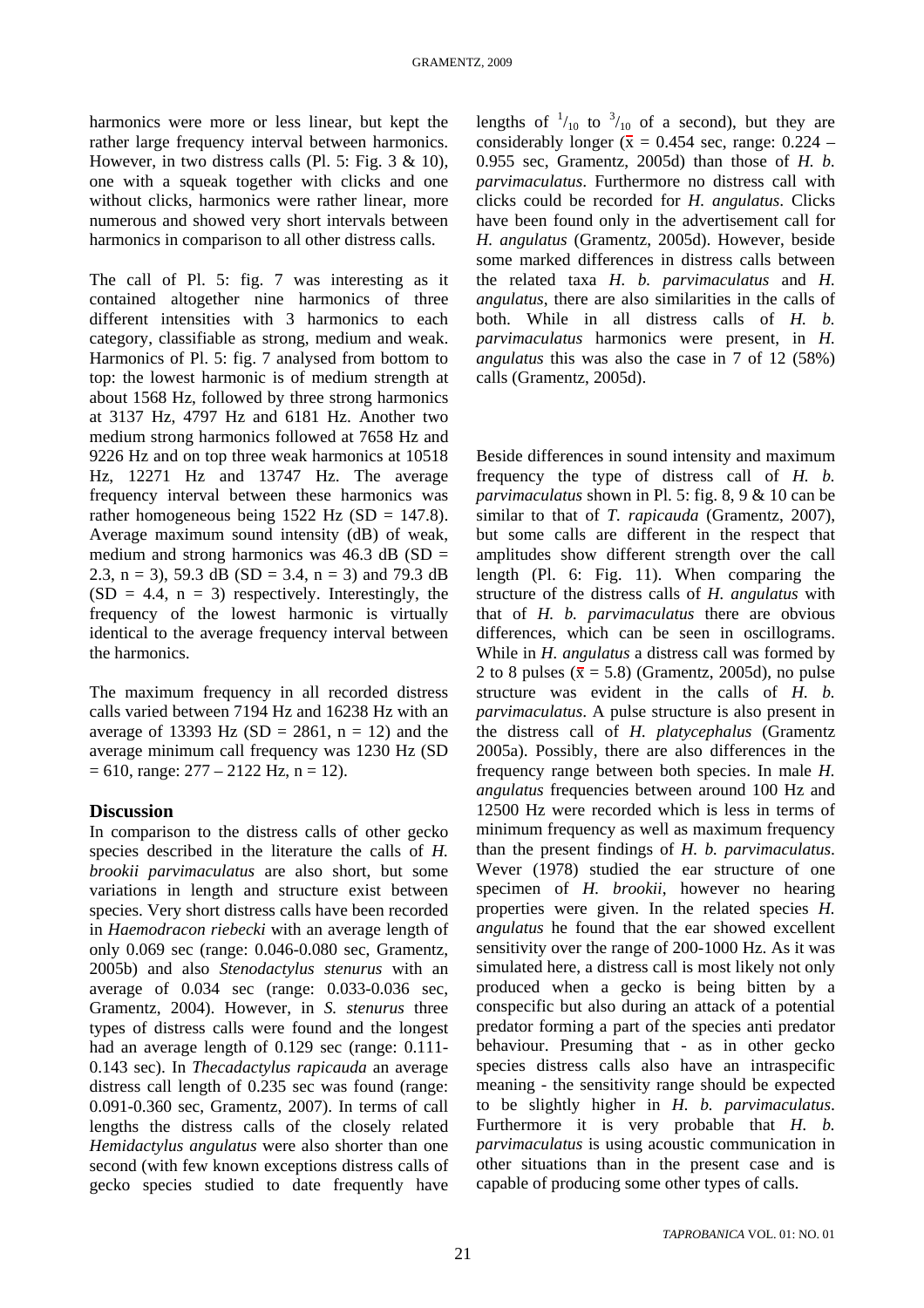harmonics were more or less linear, but kept the rather large frequency interval between harmonics. However, in two distress calls (Pl. 5: Fig. 3 & 10), one with a squeak together with clicks and one without clicks, harmonics were rather linear, more numerous and showed very short intervals between harmonics in comparison to all other distress calls.

The call of Pl. 5: fig. 7 was interesting as it contained altogether nine harmonics of three different intensities with 3 harmonics to each category, classifiable as strong, medium and weak. Harmonics of Pl. 5: fig. 7 analysed from bottom to top: the lowest harmonic is of medium strength at about 1568 Hz, followed by three strong harmonics at 3137 Hz, 4797 Hz and 6181 Hz. Another two medium strong harmonics followed at 7658 Hz and 9226 Hz and on top three weak harmonics at 10518 Hz, 12271 Hz and 13747 Hz. The average frequency interval between these harmonics was rather homogeneous being 1522 Hz (SD = 147.8). Average maximum sound intensity (dB) of weak, medium and strong harmonics was 46.3 dB (SD = 2.3, n = 3), 59.3 dB (SD = 3.4, n = 3) and 79.3 dB (SD = 4.4, n = 3) respectively. Interestingly, the frequency of the lowest harmonic is virtually identical to the average frequency interval between the harmonics.

The maximum frequency in all recorded distress calls varied between 7194 Hz and 16238 Hz with an average of 13393 Hz (SD = 2861, n = 12) and the average minimum call frequency was 1230 Hz (SD = 610, range: 277 – 2122 Hz, n = 12).

## Discussion

In comparison to the distress calls of other gecko species described in the literature the calls of *H. brookii parvimaculatus* are also short, but some variations in length and structure exist between species. Very short distress calls have been recorded in *Haemodracon riebecki* with an average length of only 0.069 sec (range: 0.046-0.080 sec, Gramentz, 2005b) and also *Stenodactylus stenurus* with an average of 0.034 sec (range: 0.033-0.036 sec, Gramentz, 2004). However, in *S. stenurus* three types of distress calls were found and the longest had an average length of 0.129 sec (range: 0.111-0.143 sec). In *Thecadactylus rapicauda* an average distress call length of 0.235 sec was found (range: 0.091-0.360 sec, Gramentz, 2007). In terms of call lengths the distress calls of the closely related *Hemidactylus angulatus* were also shorter than one second (with few known exceptions distress calls of gecko species studied to date frequently have lengths of $^{1}/_{10}$ to $^{3}/_{10}$ of a second), but they are considerably longer ($\bar{x}$ = 0.454 sec, range: 0.224 – 0.955 sec, Gramentz, 2005d) than those of *H. b. parvimaculatus*. Furthermore no distress call with clicks could be recorded for *H. angulatus*. Clicks have been found only in the advertisement call for *H. angulatus* (Gramentz, 2005d). However, beside some marked differences in distress calls between the related taxa *H. b. parvimaculatus* and *H. angulatus*, there are also similarities in the calls of both. While in all distress calls of *H. b. parvimaculatus* harmonics were present, in *H. angulatus* this was also the case in 7 of 12 (58%) calls (Gramentz, 2005d).

Beside differences in sound intensity and maximum frequency the type of distress call of *H. b. parvimaculatus* shown in Pl. 5: fig. 8, 9 & 10 can be similar to that of *T. rapicauda* (Gramentz, 2007), but some calls are different in the respect that amplitudes show different strength over the call length (Pl. 6: Fig. 11). When comparing the structure of the distress calls of *H. angulatus* with that of *H. b. parvimaculatus* there are obvious differences, which can be seen in oscillograms. While in *H. angulatus* a distress call was formed by 2 to 8 pulses ($\bar{x}$ = 5.8) (Gramentz, 2005d), no pulse structure was evident in the calls of *H. b. parvimaculatus*. A pulse structure is also present in the distress call of *H. platycephalus* (Gramentz 2005a). Possibly, there are also differences in the frequency range between both species. In male *H. angulatus* frequencies between around 100 Hz and 12500 Hz were recorded which is less in terms of minimum frequency as well as maximum frequency than the present findings of *H. b. parvimaculatus*. Wever (1978) studied the ear structure of one specimen of *H. brookii*, however no hearing properties were given. In the related species *H. angulatus* he found that the ear showed excellent sensitivity over the range of 200-1000 Hz. As it was simulated here, a distress call is most likely not only produced when a gecko is being bitten by a conspecific but also during an attack of a potential predator forming a part of the species anti predator behaviour. Presuming that - as in other gecko species distress calls also have an intraspecific meaning - the sensitivity range should be expected to be slightly higher in *H. b. parvimaculatus*. Furthermore it is very probable that *H. b. parvimaculatus* is using acoustic communication in other situations than in the present case and is capable of producing some other types of calls.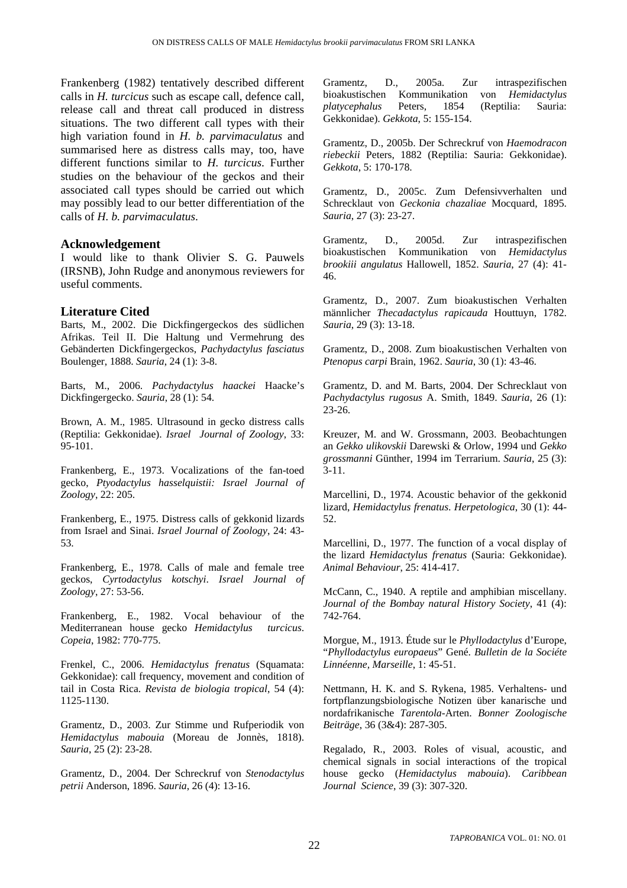Frankenberg (1982) tentatively described different calls in *H. turcicus* such as escape call, defence call, release call and threat call produced in distress situations. The two different call types with their high variation found in *H. b. parvimaculatus* and summarised here as distress calls may, too, have different functions similar to *H. turcicus*. Further studies on the behaviour of the geckos and their associated call types should be carried out which may possibly lead to our better differentiation of the calls of *H. b. parvimaculatus*.

### Acknowledgement

I would like to thank Olivier S. G. Pauwels (IRSNB), John Rudge and anonymous reviewers for useful comments.

### Literature Cited

Barts, M., 2002. Die Dickfingergeckos des südlichen Afrikas. Teil II. Die Haltung und Vermehrung des Gebänderten Dickfingergeckos, *Pachydactylus fasciatus* Boulenger, 1888. *Sauria*, 24 (1): 3-8.

Barts, M., 2006. *Pachydactylus haackei* Haacke's Dickfingergecko. *Sauria*, 28 (1): 54.

Brown, A. M., 1985. Ultrasound in gecko distress calls (Reptilia: Gekkonidae). *Israel Journal of Zoology*, 33: 95-101.

Frankenberg, E., 1973. Vocalizations of the fan-toed gecko, *Ptyodactylus hasselquistii: Israel Journal of Zoology*, 22: 205.

Frankenberg, E., 1975. Distress calls of gekkonid lizards from Israel and Sinai. *Israel Journal of Zoology*, 24: 43-53.

Frankenberg, E., 1978. Calls of male and female tree geckos, *Cyrtodactylus kotschyi*. *Israel Journal of Zoology*, 27: 53-56.

Frankenberg, E., 1982. Vocal behaviour of the Mediterranean house gecko *Hemidactylus turcicus*. *Copeia*, 1982: 770-775.

Frenkel, C., 2006. *Hemidactylus frenatus* (Squamata: Gekkonidae): call frequency, movement and condition of tail in Costa Rica. *Revista de biologia tropical*, 54 (4): 1125-1130.

Gramentz, D., 2003. Zur Stimme und Rufperiodik von *Hemidactylus mabouia* (Moreau de Jonnès, 1818). *Sauria*, 25 (2): 23-28.

Gramentz, D., 2004. Der Schreckruf von *Stenodactylus petrii* Anderson, 1896. *Sauria*, 26 (4): 13-16.

Gramentz, D., 2005a. Zur intraspezifischen bioakustischen Kommunikation von *Hemidactylus platycephalus* Peters, 1854 (Reptilia: Sauria: Gekkonidae). *Gekkota*, 5: 155-154.

Gramentz, D., 2005b. Der Schreckruf von *Haemodracon riebeckii* Peters, 1882 (Reptilia: Sauria: Gekkonidae). *Gekkota*, 5: 170-178.

Gramentz, D., 2005c. Zum Defensivverhalten und Schrecklaut von *Geckonia chazaliae* Mocquard, 1895. *Sauria*, 27 (3): 23-27.

Gramentz, D., 2005d. Zur intraspezifischen bioakustischen Kommunikation von *Hemidactylus brookiii angulatus* Hallowell, 1852. *Sauria*, 27 (4): 41-46.

Gramentz, D., 2007. Zum bioakustischen Verhalten männlicher *Thecadactylus rapicauda* Houttuyn, 1782. *Sauria*, 29 (3): 13-18.

Gramentz, D., 2008. Zum bioakustischen Verhalten von *Ptenopus carpi* Brain, 1962. *Sauria*, 30 (1): 43-46.

Gramentz, D. and M. Barts, 2004. Der Schrecklaut von *Pachydactylus rugosus* A. Smith, 1849. *Sauria*, 26 (1): 23-26.

Kreuzer, M. and W. Grossmann, 2003. Beobachtungen an *Gekko ulikovskii* Darewski & Orlow, 1994 und *Gekko grossmanni* Günther, 1994 im Terrarium. *Sauria*, 25 (3): 3-11.

Marcellini, D., 1974. Acoustic behavior of the gekkonid lizard, *Hemidactylus frenatus*. *Herpetologica*, 30 (1): 44-52.

Marcellini, D., 1977. The function of a vocal display of the lizard *Hemidactylus frenatus* (Sauria: Gekkonidae). *Animal Behaviour*, 25: 414-417.

McCann, C., 1940. A reptile and amphibian miscellany. *Journal of the Bombay natural History Society*, 41 (4): 742-764.

Morgue, M., 1913. Étude sur le *Phyllodactylus* d'Europe, "*Phyllodactylus europaeus*" Gené. *Bulletin de la Sociéte Linnéenne, Marseille*, 1: 45-51.

Nettmann, H. K. and S. Rykena, 1985. Verhaltens- und fortpflanzungsbiologische Notizen über kanarische und nordafrikanische *Tarentola*-Arten. *Bonner Zoologische Beiträge*, 36 (3&4): 287-305.

Regalado, R., 2003. Roles of visual, acoustic, and chemical signals in social interactions of the tropical house gecko (*Hemidactylus mabouia*). *Caribbean Journal Science*, 39 (3): 307-320.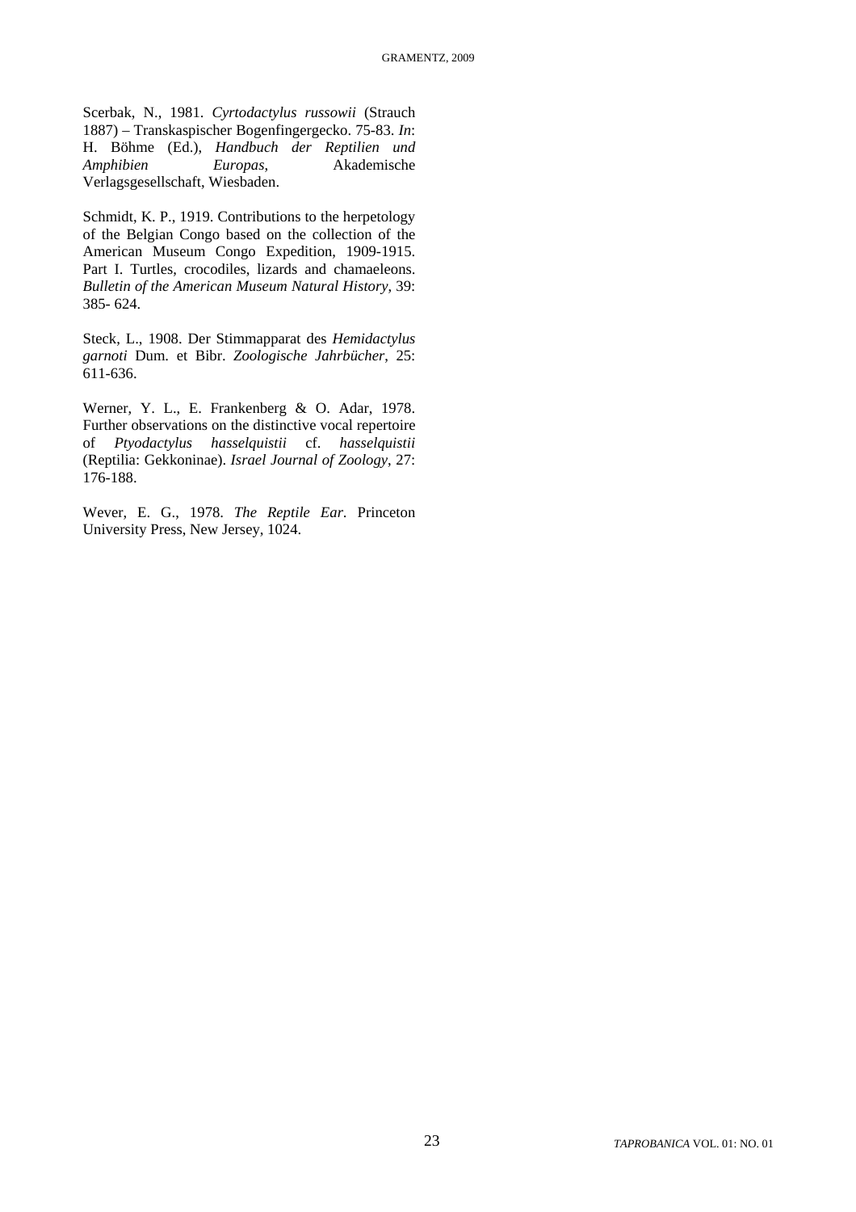Scerbak, N., 1981. *Cyrtodactylus russowii* (Strauch 1887) – Transkaspischer Bogenfingergecko. 75-83. *In*: H. Böhme (Ed.), *Handbuch der Reptilien und Amphibien Europas*, Akademische Verlagsgesellschaft, Wiesbaden.

Schmidt, K. P., 1919. Contributions to the herpetology of the Belgian Congo based on the collection of the American Museum Congo Expedition, 1909-1915. Part I. Turtles, crocodiles, lizards and chamaeleons. *Bulletin of the American Museum Natural History*, 39: 385- 624.

Steck, L., 1908. Der Stimmapparat des *Hemidactylus garnoti* Dum. et Bibr. *Zoologische Jahrbücher*, 25: 611-636.

Werner, Y. L., E. Frankenberg & O. Adar, 1978. Further observations on the distinctive vocal repertoire of *Ptyodactylus hasselquistii* cf. *hasselquistii* (Reptilia: Gekkoninae). *Israel Journal of Zoology*, 27: 176-188.

Wever, E. G., 1978. *The Reptile Ear*. Princeton University Press, New Jersey, 1024.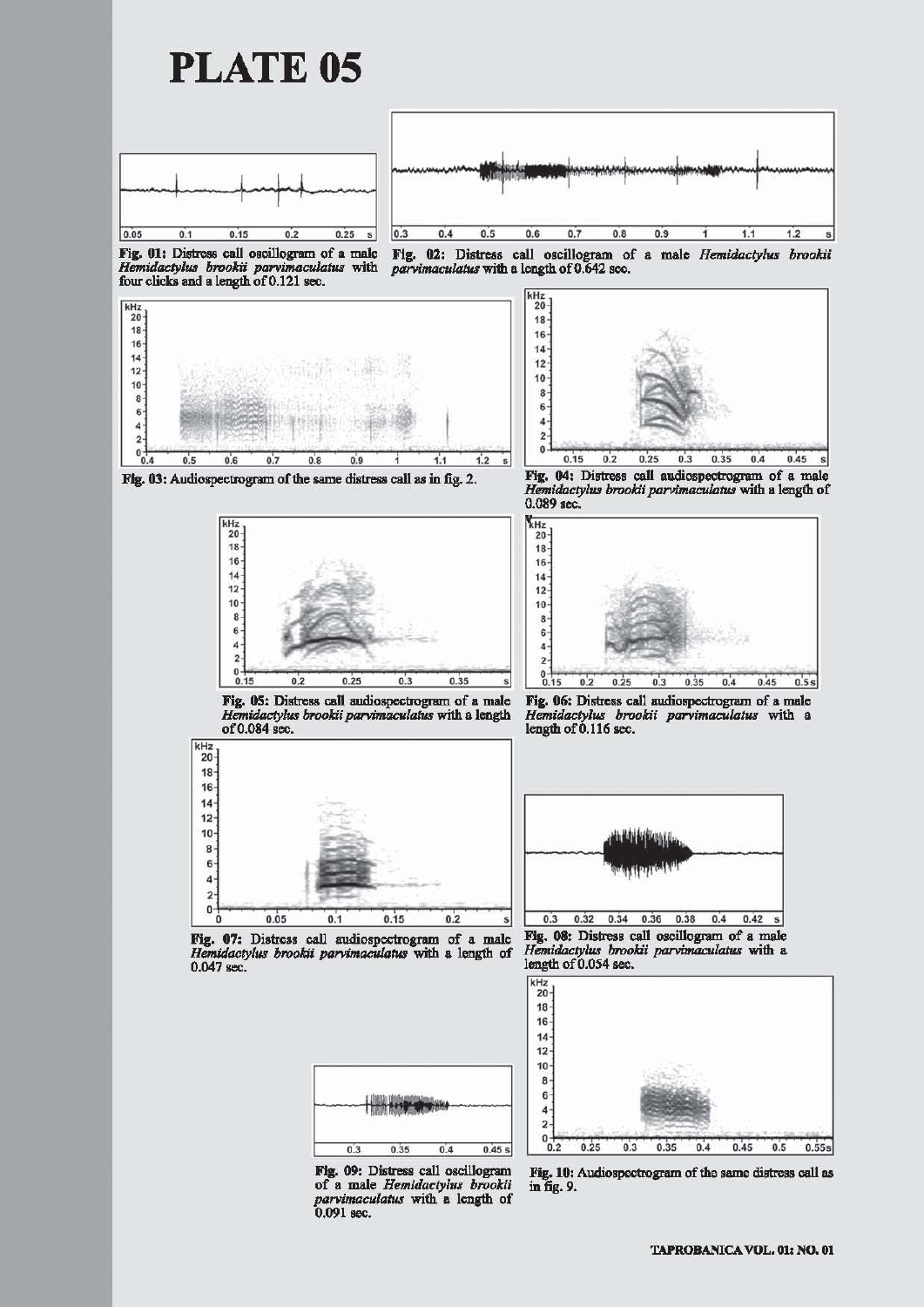# PLATE 05

**Fig. 01:** Distress call oscillogram of a male *Hemidactylus brookii parvimaculatus* with four clicks and a length of 0.121 sec.

**Fig. 02:** Distress call oscillogram of a male *Hemidactylus brookii parvimaculatus* with a length of 0.642 sec.

**Fig. 03:** Audiospectrogram of the same distress call as in fig. 2.

**Fig. 04:** Distress call audiospectrogram of a male *Hemidactylus brookii parvimaculatus* with a length of 0.089 sec.

**Fig. 05:** Distress call audiospectrogram of a male *Hemidactylus brookii parvimaculatus* with a length of 0.084 sec.

**Fig. 06:** Distress call audiospectrogram of a male *Hemidactylus brookii parvimaculatus* with a length of 0.116 sec.

**Fig. 07:** Distress call audiospectrogram of a male *Hemidactylus brookii parvimaculatus* with a length of 0.047 sec.

**Fig. 08:** Distress call oscillogram of a male *Hemidactylus brookii parvimaculatus* with a length of 0.054 sec.

**Fig. 09:** Distress call oscillogram of a male *Hemidactylus brookii parvimaculatus* with a length of 0.091 sec.

**Fig. 10:** Audiospectrogram of the same distress call as in fig. 9.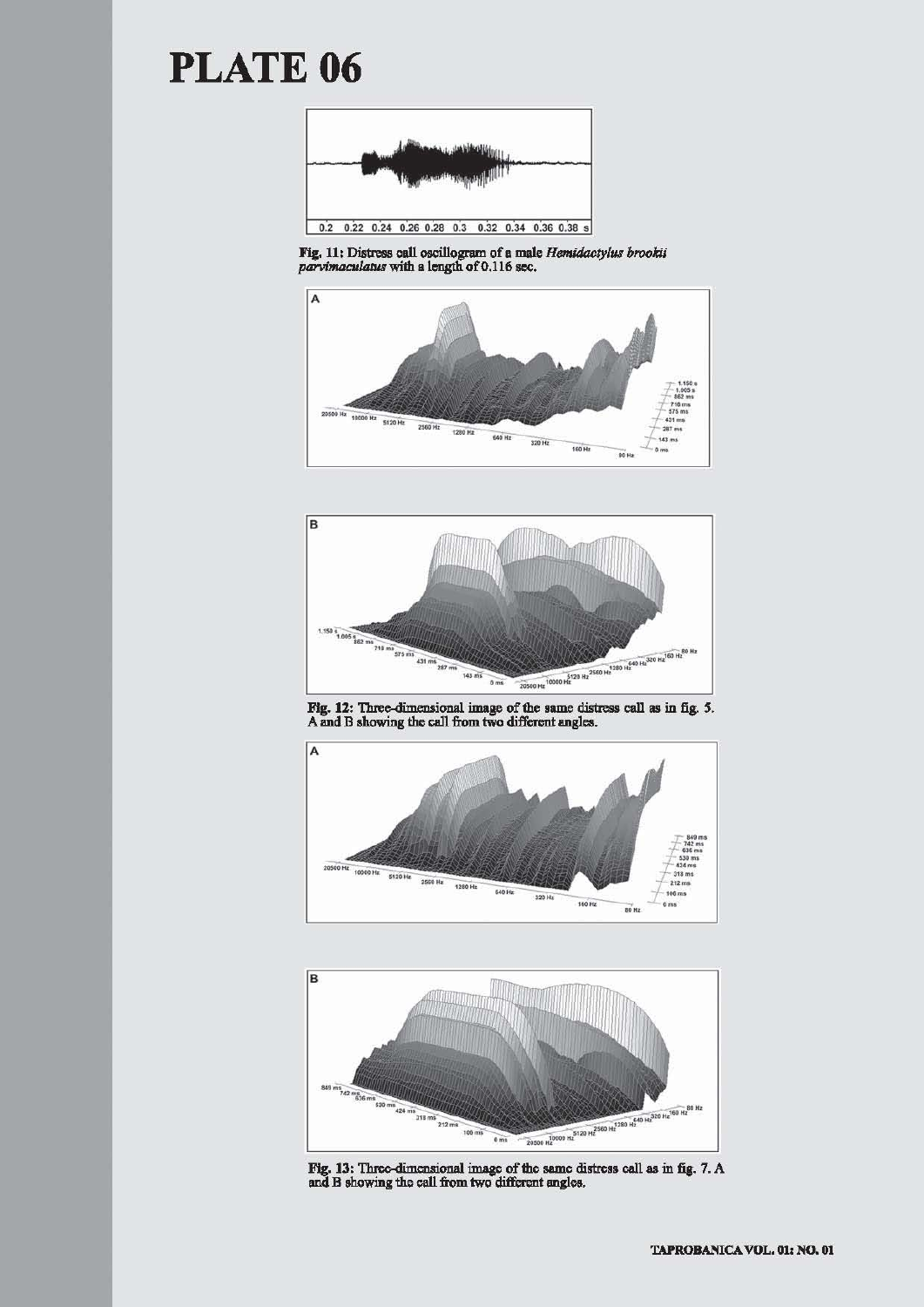# PLATE 06

0.2 0.22 0.24 0.26 0.28 0.3 0.32 0.34 0.36 0.38 s

**Fig. 11:** Distress call oscillogram of a male *Hemidactylus brookii parvimaculatus* with a length of 0.116 sec.

A

20500 Hz 10060 Hz 5120 Hz 2560 Hz 1280 Hz 640 Hz 320 Hz 160 Hz 80 Hz

1.150 s 1.005 s 862 ms 718 ms 575 ms 431 ms 287 ms 143 ms 0 ms

B

1.150 s 1.005 s 862 ms 718 ms 575 ms 431 ms 287 ms 143 ms 0 ms

20500 Hz 10060 Hz 5120 Hz 2560 Hz 1280 Hz 640 Hz 320 Hz 160 Hz 80 Hz

**Fig. 12:** Three-dimensional image of the same distress call as in fig. 5. A and B showing the call from two different angles.

A

20500 Hz 10040 Hz 5120 Hz 2560 Hz 1280 Hz 640 Hz 320 Hz 160 Hz 80 Hz

849 ms 742 ms 636 ms 530 ms 424 ms 318 ms 212 ms 106 ms 0 ms

B

849 ms 742 ms 636 ms 530 ms 424 ms 318 ms 212 ms 106 ms 0 ms

20500 Hz 10060 Hz 5120 Hz 2560 Hz 1280 Hz 640 Hz 320 Hz 160 Hz 80 Hz

**Fig. 13:** Three-dimensional image of the same distress call as in fig. 7. A and B showing the call from two different angles.